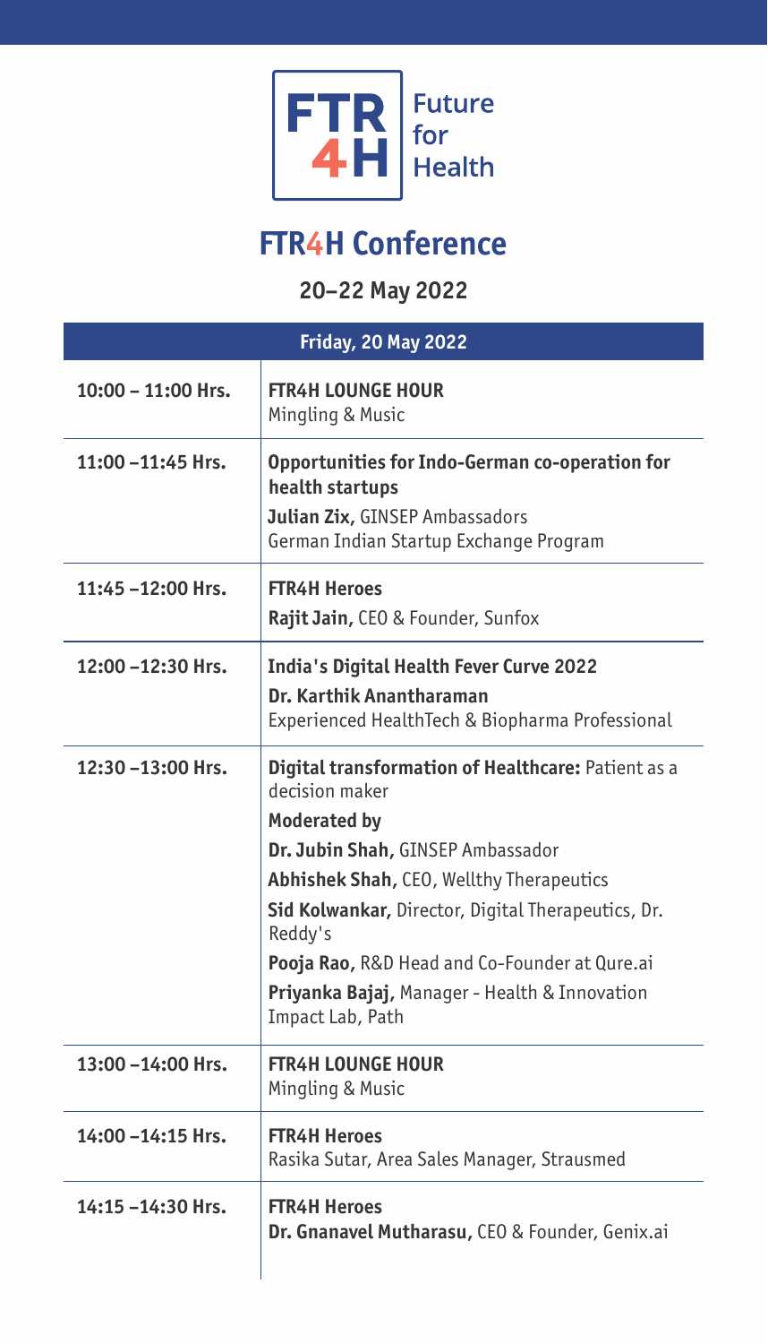FTR 4H | Future for Health

# FTR4H Conference

## 20–22 May 2022

| Friday, 20 May 2022 | |
|---|---|
| 10:00 – 11:00 Hrs. | **FTR4H LOUNGE HOUR**<br>Mingling & Music |
| 11:00 –11:45 Hrs. | **Opportunities for Indo-German co-operation for health startups**<br>**Julian Zix,** GINSEP Ambassadors<br>German Indian Startup Exchange Program |
| 11:45 –12:00 Hrs. | **FTR4H Heroes**<br>**Rajit Jain,** CEO & Founder, Sunfox |
| 12:00 –12:30 Hrs. | **India's Digital Health Fever Curve 2022**<br>**Dr. Karthik Anantharaman**<br>Experienced HealthTech & Biopharma Professional |
| 12:30 –13:00 Hrs. | **Digital transformation of Healthcare:** Patient as a decision maker<br>**Moderated by**<br>**Dr. Jubin Shah,** GINSEP Ambassador<br>**Abhishek Shah,** CEO, Wellthy Therapeutics<br>**Sid Kolwankar,** Director, Digital Therapeutics, Dr. Reddy's<br>**Pooja Rao,** R&D Head and Co-Founder at Qure.ai<br>**Priyanka Bajaj,** Manager - Health & Innovation Impact Lab, Path |
| 13:00 –14:00 Hrs. | **FTR4H LOUNGE HOUR**<br>Mingling & Music |
| 14:00 –14:15 Hrs. | **FTR4H Heroes**<br>Rasika Sutar, Area Sales Manager, Strausmed |
| 14:15 –14:30 Hrs. | **FTR4H Heroes**<br>**Dr. Gnanavel Mutharasu,** CEO & Founder, Genix.ai |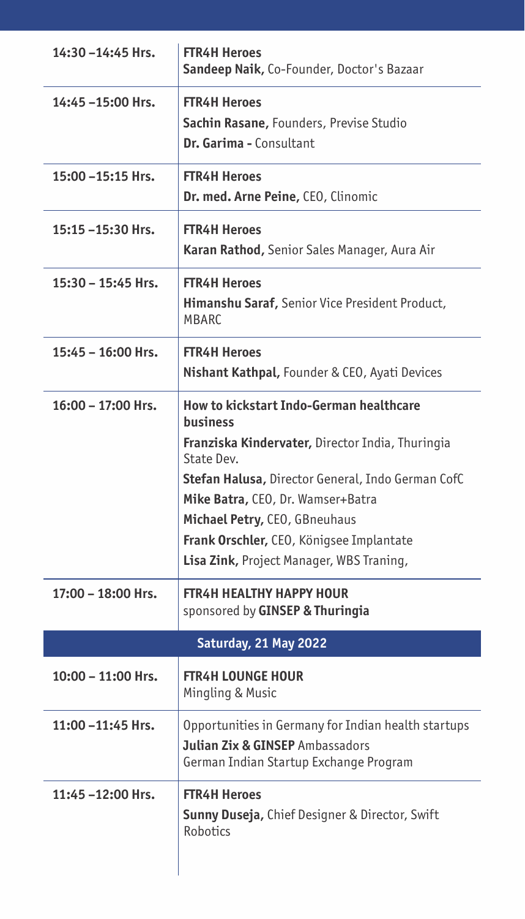| | |
|---|---|
| 14:30 –14:45 Hrs. | **FTR4H Heroes**<br>**Sandeep Naik,** Co-Founder, Doctor's Bazaar |
| 14:45 –15:00 Hrs. | **FTR4H Heroes**<br>**Sachin Rasane,** Founders, Previse Studio<br>**Dr. Garima -** Consultant |
| 15:00 –15:15 Hrs. | **FTR4H Heroes**<br>**Dr. med. Arne Peine,** CEO, Clinomic |
| 15:15 –15:30 Hrs. | **FTR4H Heroes**<br>**Karan Rathod,** Senior Sales Manager, Aura Air |
| 15:30 – 15:45 Hrs. | **FTR4H Heroes**<br>**Himanshu Saraf,** Senior Vice President Product, MBARC |
| 15:45 – 16:00 Hrs. | **FTR4H Heroes**<br>**Nishant Kathpal,** Founder & CEO, Ayati Devices |
| 16:00 – 17:00 Hrs. | **How to kickstart Indo-German healthcare business**<br>**Franziska Kindervater,** Director India, Thuringia State Dev.<br>**Stefan Halusa,** Director General, Indo German CofC<br>**Mike Batra,** CEO, Dr. Wamser+Batra<br>**Michael Petry,** CEO, GBneuhaus<br>**Frank Orschler,** CEO, Königsee Implantate<br>**Lisa Zink,** Project Manager, WBS Traning, |
| 17:00 – 18:00 Hrs. | **FTR4H HEALTHY HAPPY HOUR**<br>sponsored by **GINSEP & Thuringia** |
| **Saturday, 21 May 2022** | |
| 10:00 – 11:00 Hrs. | **FTR4H LOUNGE HOUR**<br>Mingling & Music |
| 11:00 –11:45 Hrs. | Opportunities in Germany for Indian health startups<br>**Julian Zix & GINSEP** Ambassadors<br>German Indian Startup Exchange Program |
| 11:45 –12:00 Hrs. | **FTR4H Heroes**<br>**Sunny Duseja,** Chief Designer & Director, Swift Robotics |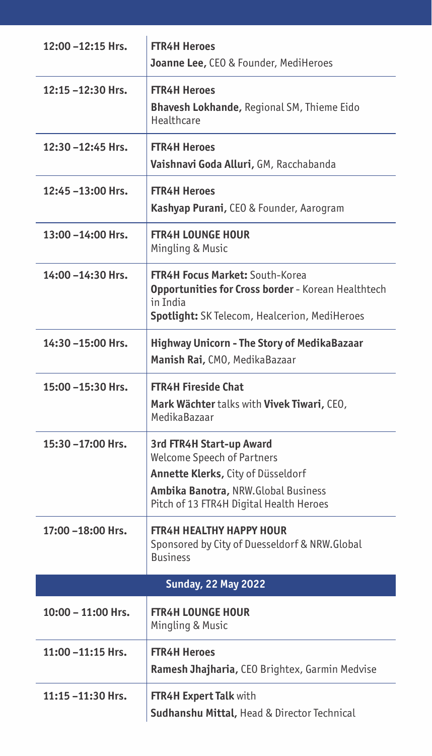| Time | Session |
|---|---|
| 12:00 –12:15 Hrs. | **FTR4H Heroes**<br>**Joanne Lee,** CEO & Founder, MediHeroes |
| 12:15 –12:30 Hrs. | **FTR4H Heroes**<br>**Bhavesh Lokhande,** Regional SM, Thieme Eido Healthcare |
| 12:30 –12:45 Hrs. | **FTR4H Heroes**<br>**Vaishnavi Goda Alluri,** GM, Racchabanda |
| 12:45 –13:00 Hrs. | **FTR4H Heroes**<br>**Kashyap Purani,** CEO & Founder, Aarogram |
| 13:00 –14:00 Hrs. | **FTR4H LOUNGE HOUR**<br>Mingling & Music |
| 14:00 –14:30 Hrs. | **FTR4H Focus Market:** South-Korea<br>**Opportunities for Cross border** - Korean Healthtech in India<br>**Spotlight:** SK Telecom, Healcerion, MediHeroes |
| 14:30 –15:00 Hrs. | **Highway Unicorn - The Story of MedikaBazaar**<br>**Manish Rai,** CMO, MedikaBazaar |
| 15:00 –15:30 Hrs. | **FTR4H Fireside Chat**<br>**Mark Wächter** talks with **Vivek Tiwari,** CEO, MedikaBazaar |
| 15:30 –17:00 Hrs. | **3rd FTR4H Start-up Award**<br>Welcome Speech of Partners<br>**Annette Klerks,** City of Düsseldorf<br>**Ambika Banotra,** NRW.Global Business<br>Pitch of 13 FTR4H Digital Health Heroes |
| 17:00 –18:00 Hrs. | **FTR4H HEALTHY HAPPY HOUR**<br>Sponsored by City of Duesseldorf & NRW.Global Business |
| **Sunday, 22 May 2022** | |
| 10:00 – 11:00 Hrs. | **FTR4H LOUNGE HOUR**<br>Mingling & Music |
| 11:00 –11:15 Hrs. | **FTR4H Heroes**<br>**Ramesh Jhajharia,** CEO Brightex, Garmin Medvise |
| 11:15 –11:30 Hrs. | **FTR4H Expert Talk** with<br>**Sudhanshu Mittal,** Head & Director Technical |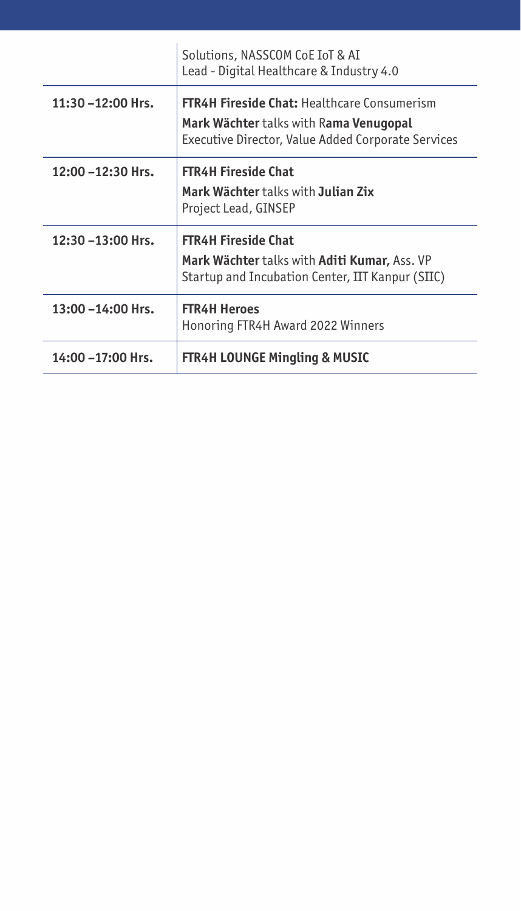| | |
|---|---|
| | Solutions, NASSCOM CoE IoT & AI<br>Lead - Digital Healthcare & Industry 4.0 |
| **11:30 –12:00 Hrs.** | **FTR4H Fireside Chat:** Healthcare Consumerism<br>**Mark Wächter** talks with R**ama Venugopal**<br>Executive Director, Value Added Corporate Services |
| **12:00 –12:30 Hrs.** | **FTR4H Fireside Chat**<br>**Mark Wächter** talks with **Julian Zix**<br>Project Lead, GINSEP |
| **12:30 –13:00 Hrs.** | **FTR4H Fireside Chat**<br>**Mark Wächter** talks with **Aditi Kumar**, Ass. VP<br>Startup and Incubation Center, IIT Kanpur (SIIC) |
| **13:00 –14:00 Hrs.** | **FTR4H Heroes**<br>Honoring FTR4H Award 2022 Winners |
| **14:00 –17:00 Hrs.** | **FTR4H LOUNGE Mingling & MUSIC** |